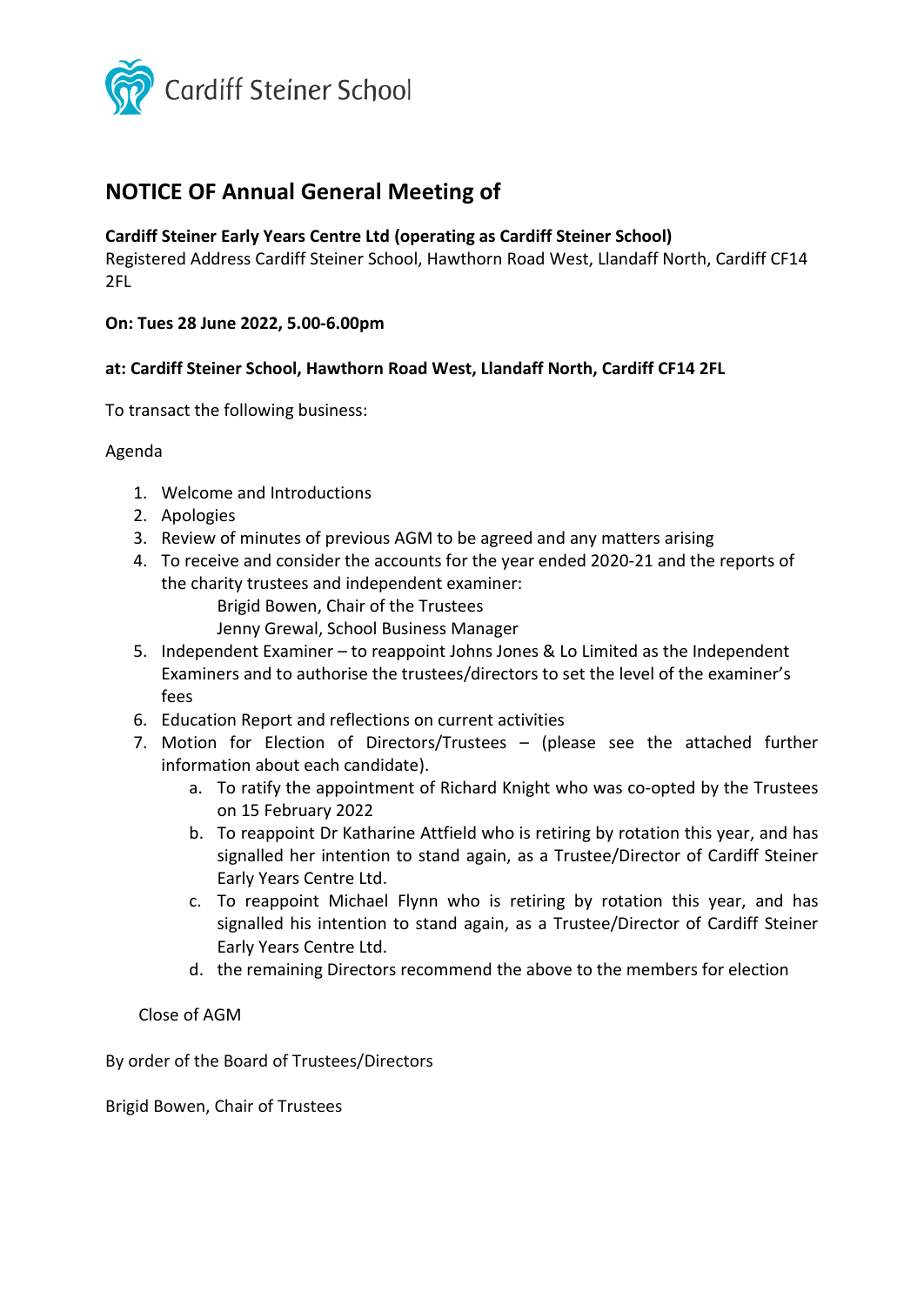Cardiff Steiner School

# NOTICE OF Annual General Meeting of

**Cardiff Steiner Early Years Centre Ltd (operating as Cardiff Steiner School)**
Registered Address Cardiff Steiner School, Hawthorn Road West, Llandaff North, Cardiff CF14 2FL

**On: Tues 28 June 2022, 5.00-6.00pm**

**at: Cardiff Steiner School, Hawthorn Road West, Llandaff North, Cardiff CF14 2FL**

To transact the following business:

Agenda

1. Welcome and Introductions
2. Apologies
3. Review of minutes of previous AGM to be agreed and any matters arising
4. To receive and consider the accounts for the year ended 2020-21 and the reports of the charity trustees and independent examiner:
   Brigid Bowen, Chair of the Trustees
   Jenny Grewal, School Business Manager
5. Independent Examiner – to reappoint Johns Jones & Lo Limited as the Independent Examiners and to authorise the trustees/directors to set the level of the examiner's fees
6. Education Report and reflections on current activities
7. Motion for Election of Directors/Trustees – (please see the attached further information about each candidate).
   a. To ratify the appointment of Richard Knight who was co-opted by the Trustees on 15 February 2022
   b. To reappoint Dr Katharine Attfield who is retiring by rotation this year, and has signalled her intention to stand again, as a Trustee/Director of Cardiff Steiner Early Years Centre Ltd.
   c. To reappoint Michael Flynn who is retiring by rotation this year, and has signalled his intention to stand again, as a Trustee/Director of Cardiff Steiner Early Years Centre Ltd.
   d. the remaining Directors recommend the above to the members for election

Close of AGM

By order of the Board of Trustees/Directors

Brigid Bowen, Chair of Trustees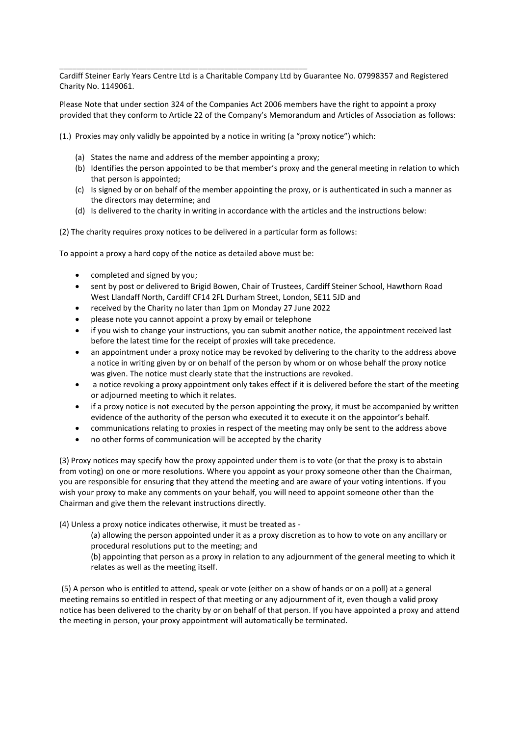---

Cardiff Steiner Early Years Centre Ltd is a Charitable Company Ltd by Guarantee No. 07998357 and Registered Charity No. 1149061.

Please Note that under section 324 of the Companies Act 2006 members have the right to appoint a proxy provided that they conform to Article 22 of the Company's Memorandum and Articles of Association as follows:

(1.) Proxies may only validly be appointed by a notice in writing (a "proxy notice") which:

- (a) States the name and address of the member appointing a proxy;
- (b) Identifies the person appointed to be that member's proxy and the general meeting in relation to which that person is appointed;
- (c) Is signed by or on behalf of the member appointing the proxy, or is authenticated in such a manner as the directors may determine; and
- (d) Is delivered to the charity in writing in accordance with the articles and the instructions below:

(2) The charity requires proxy notices to be delivered in a particular form as follows:

To appoint a proxy a hard copy of the notice as detailed above must be:

- completed and signed by you;
- sent by post or delivered to Brigid Bowen, Chair of Trustees, Cardiff Steiner School, Hawthorn Road West Llandaff North, Cardiff CF14 2FL Durham Street, London, SE11 5JD and
- received by the Charity no later than 1pm on Monday 27 June 2022
- please note you cannot appoint a proxy by email or telephone
- if you wish to change your instructions, you can submit another notice, the appointment received last before the latest time for the receipt of proxies will take precedence.
- an appointment under a proxy notice may be revoked by delivering to the charity to the address above a notice in writing given by or on behalf of the person by whom or on whose behalf the proxy notice was given. The notice must clearly state that the instructions are revoked.
- a notice revoking a proxy appointment only takes effect if it is delivered before the start of the meeting or adjourned meeting to which it relates.
- if a proxy notice is not executed by the person appointing the proxy, it must be accompanied by written evidence of the authority of the person who executed it to execute it on the appointor's behalf.
- communications relating to proxies in respect of the meeting may only be sent to the address above
- no other forms of communication will be accepted by the charity

(3) Proxy notices may specify how the proxy appointed under them is to vote (or that the proxy is to abstain from voting) on one or more resolutions. Where you appoint as your proxy someone other than the Chairman, you are responsible for ensuring that they attend the meeting and are aware of your voting intentions. If you wish your proxy to make any comments on your behalf, you will need to appoint someone other than the Chairman and give them the relevant instructions directly.

(4) Unless a proxy notice indicates otherwise, it must be treated as -

(a) allowing the person appointed under it as a proxy discretion as to how to vote on any ancillary or procedural resolutions put to the meeting; and

(b) appointing that person as a proxy in relation to any adjournment of the general meeting to which it relates as well as the meeting itself.

(5) A person who is entitled to attend, speak or vote (either on a show of hands or on a poll) at a general meeting remains so entitled in respect of that meeting or any adjournment of it, even though a valid proxy notice has been delivered to the charity by or on behalf of that person. If you have appointed a proxy and attend the meeting in person, your proxy appointment will automatically be terminated.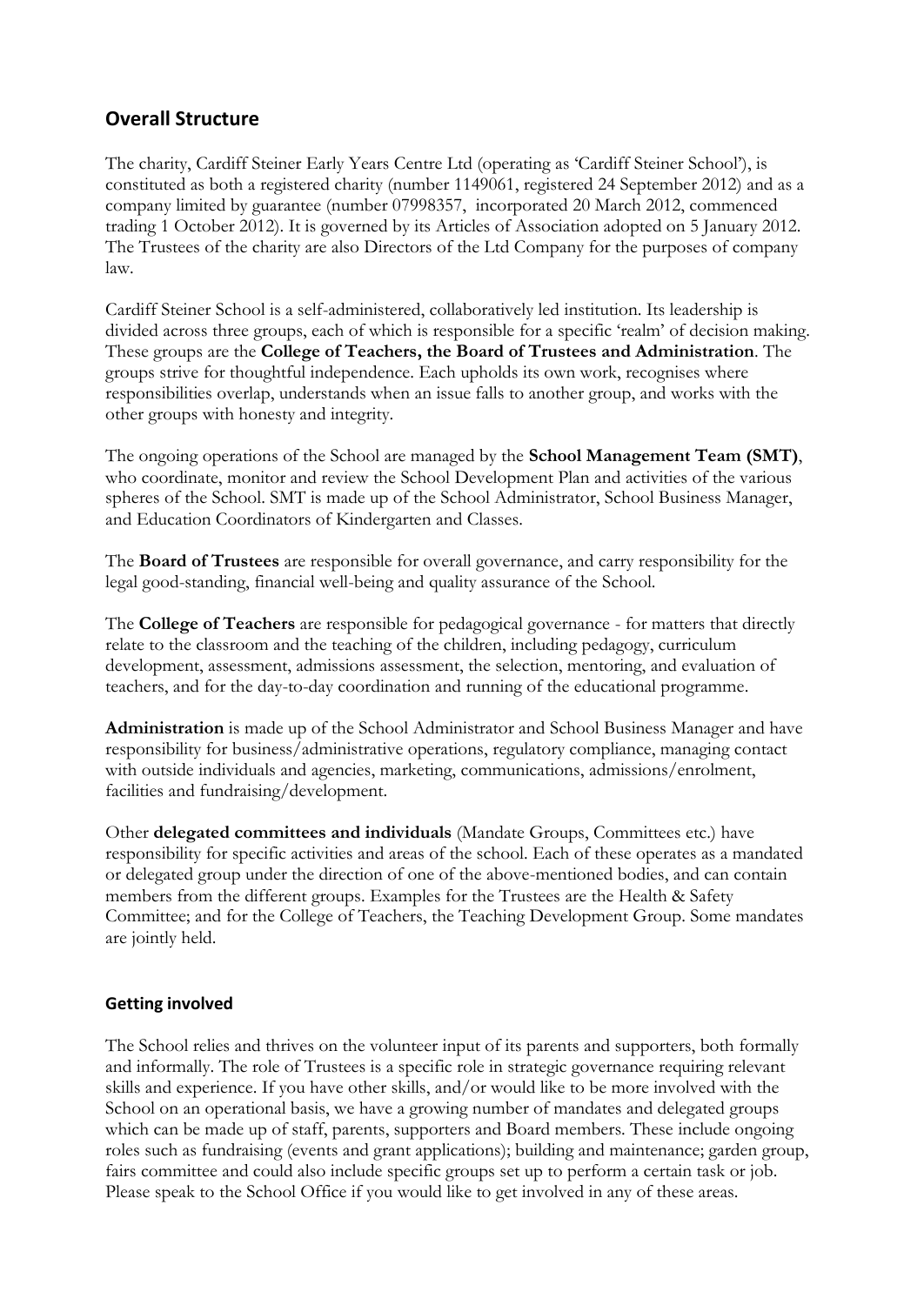## Overall Structure

The charity, Cardiff Steiner Early Years Centre Ltd (operating as 'Cardiff Steiner School'), is constituted as both a registered charity (number 1149061, registered 24 September 2012) and as a company limited by guarantee (number 07998357, incorporated 20 March 2012, commenced trading 1 October 2012). It is governed by its Articles of Association adopted on 5 January 2012. The Trustees of the charity are also Directors of the Ltd Company for the purposes of company law.

Cardiff Steiner School is a self-administered, collaboratively led institution. Its leadership is divided across three groups, each of which is responsible for a specific 'realm' of decision making. These groups are the **College of Teachers, the Board of Trustees and Administration**. The groups strive for thoughtful independence. Each upholds its own work, recognises where responsibilities overlap, understands when an issue falls to another group, and works with the other groups with honesty and integrity.

The ongoing operations of the School are managed by the **School Management Team (SMT)**, who coordinate, monitor and review the School Development Plan and activities of the various spheres of the School. SMT is made up of the School Administrator, School Business Manager, and Education Coordinators of Kindergarten and Classes.

The **Board of Trustees** are responsible for overall governance, and carry responsibility for the legal good-standing, financial well-being and quality assurance of the School.

The **College of Teachers** are responsible for pedagogical governance - for matters that directly relate to the classroom and the teaching of the children, including pedagogy, curriculum development, assessment, admissions assessment, the selection, mentoring, and evaluation of teachers, and for the day-to-day coordination and running of the educational programme.

**Administration** is made up of the School Administrator and School Business Manager and have responsibility for business/administrative operations, regulatory compliance, managing contact with outside individuals and agencies, marketing, communications, admissions/enrolment, facilities and fundraising/development.

Other **delegated committees and individuals** (Mandate Groups, Committees etc.) have responsibility for specific activities and areas of the school. Each of these operates as a mandated or delegated group under the direction of one of the above-mentioned bodies, and can contain members from the different groups. Examples for the Trustees are the Health & Safety Committee; and for the College of Teachers, the Teaching Development Group. Some mandates are jointly held.

### Getting involved

The School relies and thrives on the volunteer input of its parents and supporters, both formally and informally. The role of Trustees is a specific role in strategic governance requiring relevant skills and experience. If you have other skills, and/or would like to be more involved with the School on an operational basis, we have a growing number of mandates and delegated groups which can be made up of staff, parents, supporters and Board members. These include ongoing roles such as fundraising (events and grant applications); building and maintenance; garden group, fairs committee and could also include specific groups set up to perform a certain task or job. Please speak to the School Office if you would like to get involved in any of these areas.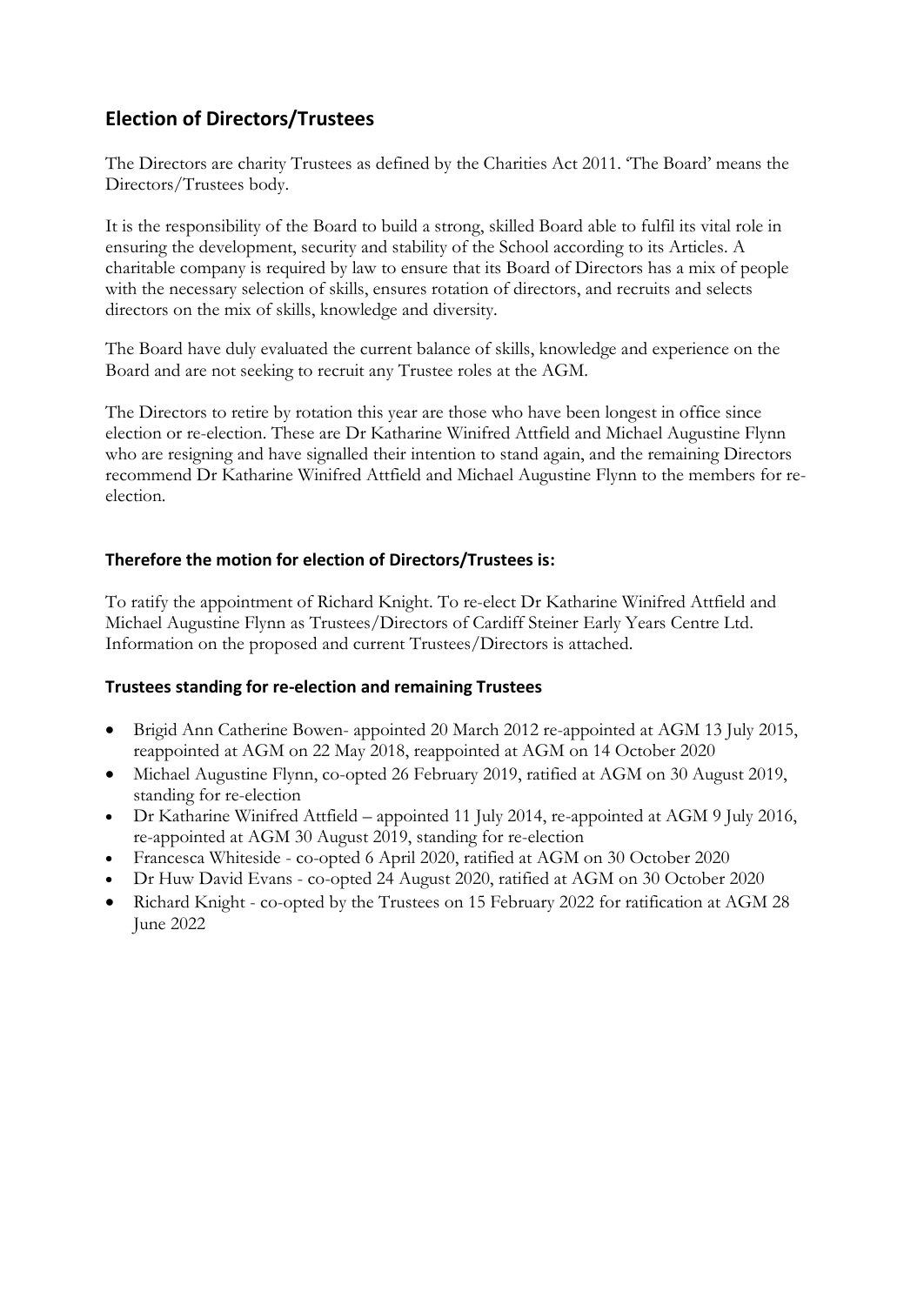## Election of Directors/Trustees

The Directors are charity Trustees as defined by the Charities Act 2011. 'The Board' means the Directors/Trustees body.

It is the responsibility of the Board to build a strong, skilled Board able to fulfil its vital role in ensuring the development, security and stability of the School according to its Articles. A charitable company is required by law to ensure that its Board of Directors has a mix of people with the necessary selection of skills, ensures rotation of directors, and recruits and selects directors on the mix of skills, knowledge and diversity.

The Board have duly evaluated the current balance of skills, knowledge and experience on the Board and are not seeking to recruit any Trustee roles at the AGM.

The Directors to retire by rotation this year are those who have been longest in office since election or re-election. These are Dr Katharine Winifred Attfield and Michael Augustine Flynn who are resigning and have signalled their intention to stand again, and the remaining Directors recommend Dr Katharine Winifred Attfield and Michael Augustine Flynn to the members for re-election.

### Therefore the motion for election of Directors/Trustees is:

To ratify the appointment of Richard Knight. To re-elect Dr Katharine Winifred Attfield and Michael Augustine Flynn as Trustees/Directors of Cardiff Steiner Early Years Centre Ltd. Information on the proposed and current Trustees/Directors is attached.

### Trustees standing for re-election and remaining Trustees

- Brigid Ann Catherine Bowen- appointed 20 March 2012 re-appointed at AGM 13 July 2015, reappointed at AGM on 22 May 2018, reappointed at AGM on 14 October 2020
- Michael Augustine Flynn, co-opted 26 February 2019, ratified at AGM on 30 August 2019, standing for re-election
- Dr Katharine Winifred Attfield – appointed 11 July 2014, re-appointed at AGM 9 July 2016, re-appointed at AGM 30 August 2019, standing for re-election
- Francesca Whiteside - co-opted 6 April 2020, ratified at AGM on 30 October 2020
- Dr Huw David Evans - co-opted 24 August 2020, ratified at AGM on 30 October 2020
- Richard Knight - co-opted by the Trustees on 15 February 2022 for ratification at AGM 28 June 2022